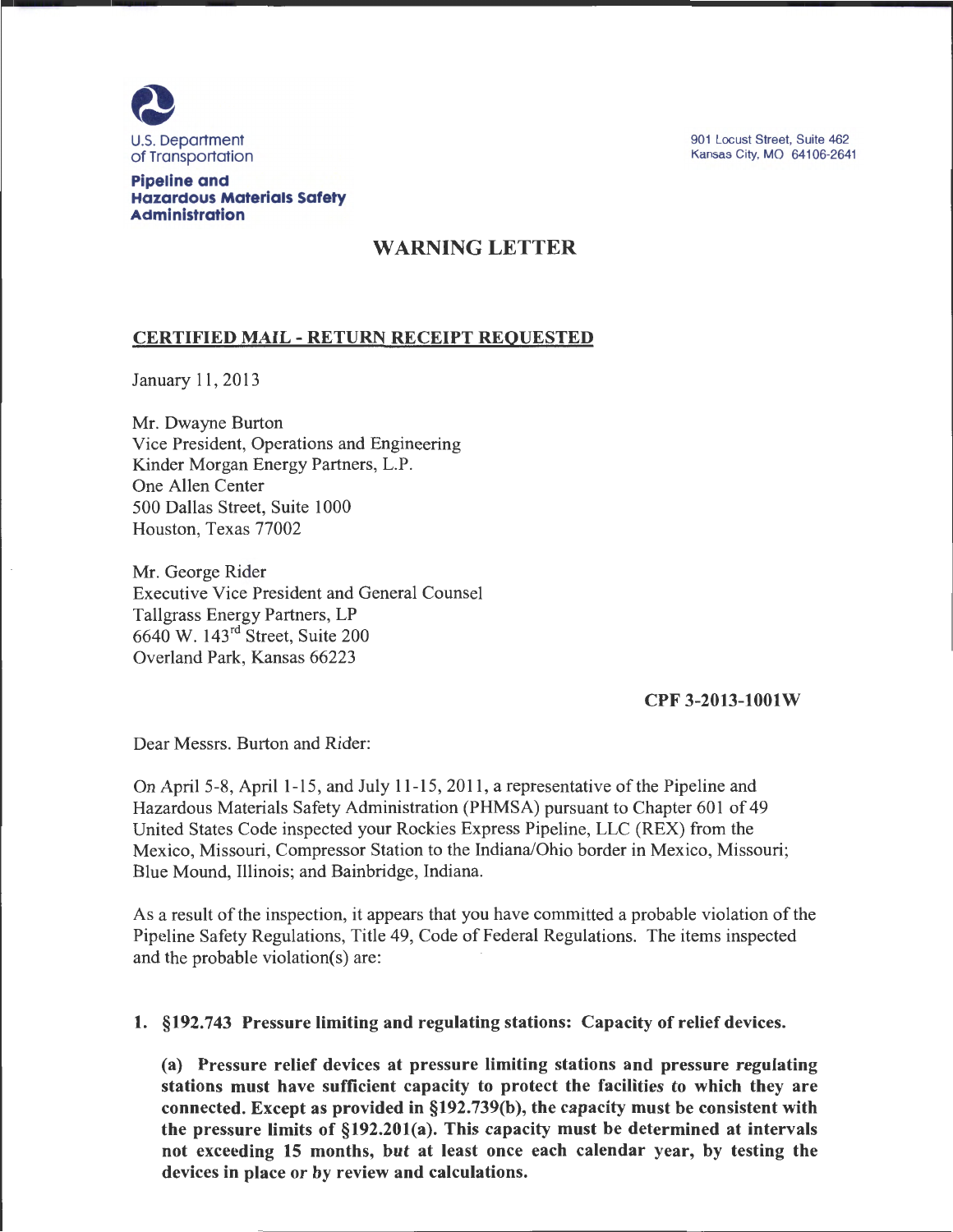U.S. Department of Transportation

**Pipeline and Hazardous Materials Safety Administration**

901 Locust Street, Suite 462
Kansas City, MO 64106-2641

# WARNING LETTER

**CERTIFIED MAIL - RETURN RECEIPT REQUESTED**

January 11, 2013

Mr. Dwayne Burton
Vice President, Operations and Engineering
Kinder Morgan Energy Partners, L.P.
One Allen Center
500 Dallas Street, Suite 1000
Houston, Texas 77002

Mr. George Rider
Executive Vice President and General Counsel
Tallgrass Energy Partners, LP
6640 W. 143rd Street, Suite 200
Overland Park, Kansas 66223

**CPF 3-2013-1001W**

Dear Messrs. Burton and Rider:

On April 5-8, April 1-15, and July 11-15, 2011, a representative of the Pipeline and Hazardous Materials Safety Administration (PHMSA) pursuant to Chapter 601 of 49 United States Code inspected your Rockies Express Pipeline, LLC (REX) from the Mexico, Missouri, Compressor Station to the Indiana/Ohio border in Mexico, Missouri; Blue Mound, Illinois; and Bainbridge, Indiana.

As a result of the inspection, it appears that you have committed a probable violation of the Pipeline Safety Regulations, Title 49, Code of Federal Regulations. The items inspected and the probable violation(s) are:

1. **§192.743 Pressure limiting and regulating stations: Capacity of relief devices.**

   **(a) Pressure relief devices at pressure limiting stations and pressure regulating stations must have sufficient capacity to protect the facilities to which they are connected. Except as provided in §192.739(b), the capacity must be consistent with the pressure limits of §192.201(a). This capacity must be determined at intervals not exceeding 15 months, but at least once each calendar year, by testing the devices in place or by review and calculations.**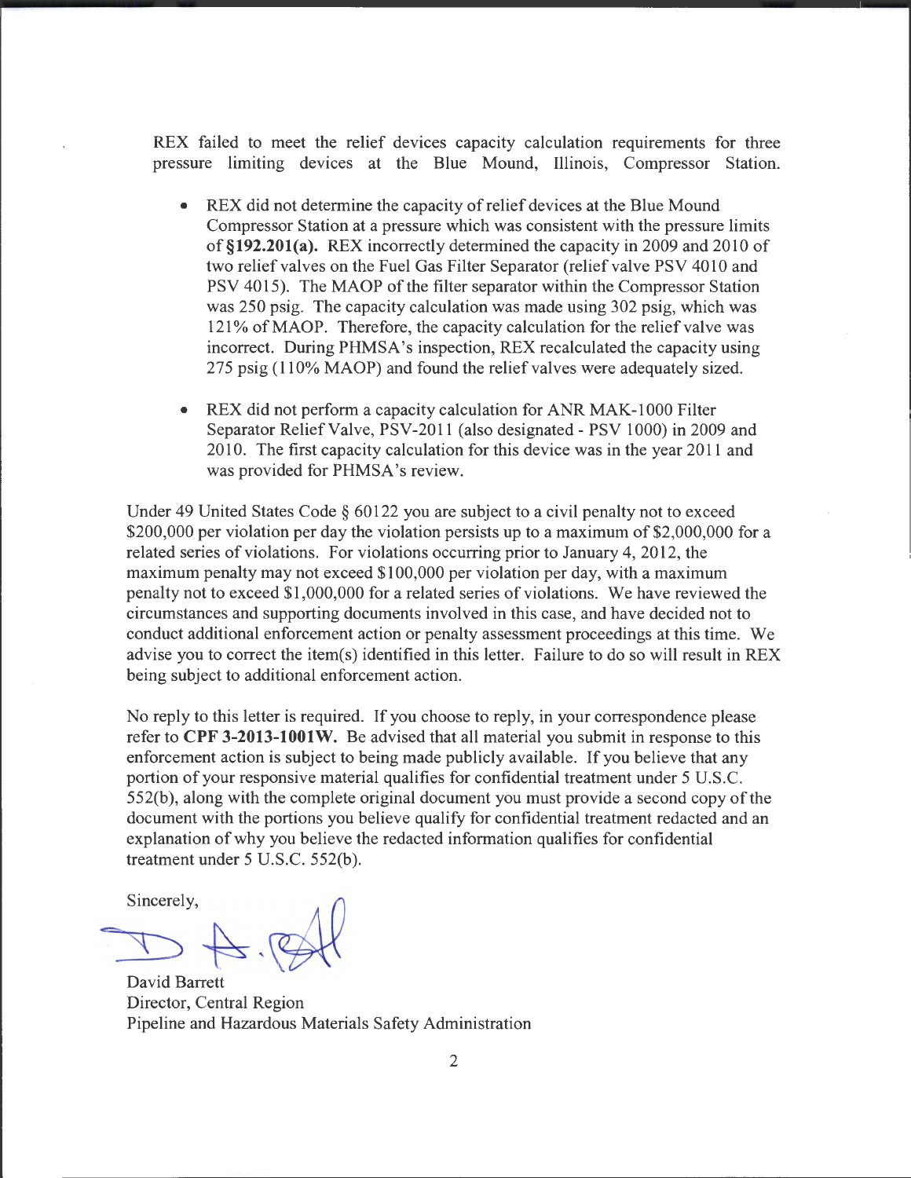REX failed to meet the relief devices capacity calculation requirements for three pressure limiting devices at the Blue Mound, Illinois, Compressor Station.

- REX did not determine the capacity of relief devices at the Blue Mound Compressor Station at a pressure which was consistent with the pressure limits of **§192.201(a).** REX incorrectly determined the capacity in 2009 and 2010 of two relief valves on the Fuel Gas Filter Separator (relief valve PSV 4010 and PSV 4015). The MAOP of the filter separator within the Compressor Station was 250 psig. The capacity calculation was made using 302 psig, which was 121% of MAOP. Therefore, the capacity calculation for the relief valve was incorrect. During PHMSA's inspection, REX recalculated the capacity using 275 psig (110% MAOP) and found the relief valves were adequately sized.

- REX did not perform a capacity calculation for ANR MAK-1000 Filter Separator Relief Valve, PSV-2011 (also designated - PSV 1000) in 2009 and 2010. The first capacity calculation for this device was in the year 2011 and was provided for PHMSA's review.

Under 49 United States Code § 60122 you are subject to a civil penalty not to exceed $200,000 per violation per day the violation persists up to a maximum of $2,000,000 for a related series of violations. For violations occurring prior to January 4, 2012, the maximum penalty may not exceed $100,000 per violation per day, with a maximum penalty not to exceed $1,000,000 for a related series of violations. We have reviewed the circumstances and supporting documents involved in this case, and have decided not to conduct additional enforcement action or penalty assessment proceedings at this time. We advise you to correct the item(s) identified in this letter. Failure to do so will result in REX being subject to additional enforcement action.

No reply to this letter is required. If you choose to reply, in your correspondence please refer to **CPF 3-2013-1001W.** Be advised that all material you submit in response to this enforcement action is subject to being made publicly available. If you believe that any portion of your responsive material qualifies for confidential treatment under 5 U.S.C. 552(b), along with the complete original document you must provide a second copy of the document with the portions you believe qualify for confidential treatment redacted and an explanation of why you believe the redacted information qualifies for confidential treatment under 5 U.S.C. 552(b).

Sincerely,

David Barrett
Director, Central Region
Pipeline and Hazardous Materials Safety Administration